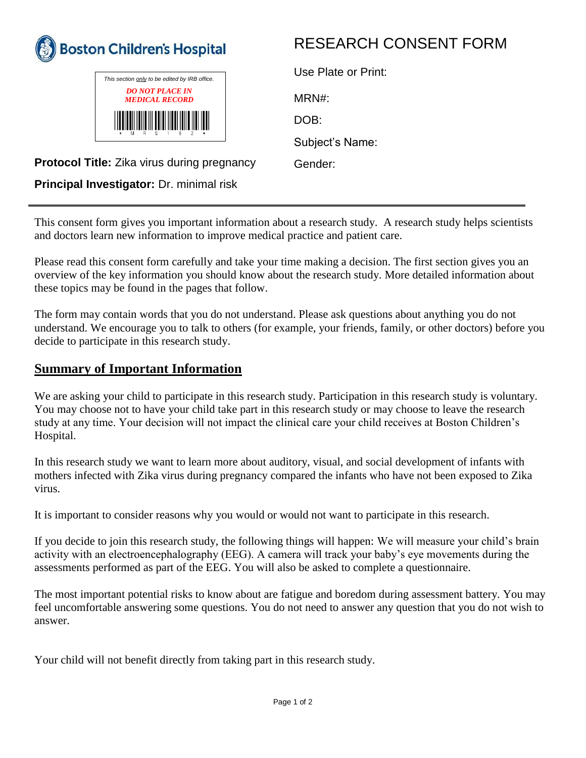Boston Children's Hospital

*This section only to be edited by IRB office.*

***DO NOT PLACE IN MEDICAL RECORD***

# RESEARCH CONSENT FORM

Use Plate or Print:

MRN#:

DOB:

Subject's Name:

Gender:

**Protocol Title:** Zika virus during pregnancy

**Principal Investigator:** Dr. minimal risk

---

This consent form gives you important information about a research study. A research study helps scientists and doctors learn new information to improve medical practice and patient care.

Please read this consent form carefully and take your time making a decision. The first section gives you an overview of the key information you should know about the research study. More detailed information about these topics may be found in the pages that follow.

The form may contain words that you do not understand. Please ask questions about anything you do not understand. We encourage you to talk to others (for example, your friends, family, or other doctors) before you decide to participate in this research study.

## Summary of Important Information

We are asking your child to participate in this research study. Participation in this research study is voluntary. You may choose not to have your child take part in this research study or may choose to leave the research study at any time. Your decision will not impact the clinical care your child receives at Boston Children's Hospital.

In this research study we want to learn more about auditory, visual, and social development of infants with mothers infected with Zika virus during pregnancy compared the infants who have not been exposed to Zika virus.

It is important to consider reasons why you would or would not want to participate in this research.

If you decide to join this research study, the following things will happen: We will measure your child's brain activity with an electroencephalography (EEG). A camera will track your baby's eye movements during the assessments performed as part of the EEG. You will also be asked to complete a questionnaire.

The most important potential risks to know about are fatigue and boredom during assessment battery. You may feel uncomfortable answering some questions. You do not need to answer any question that you do not wish to answer.

Your child will not benefit directly from taking part in this research study.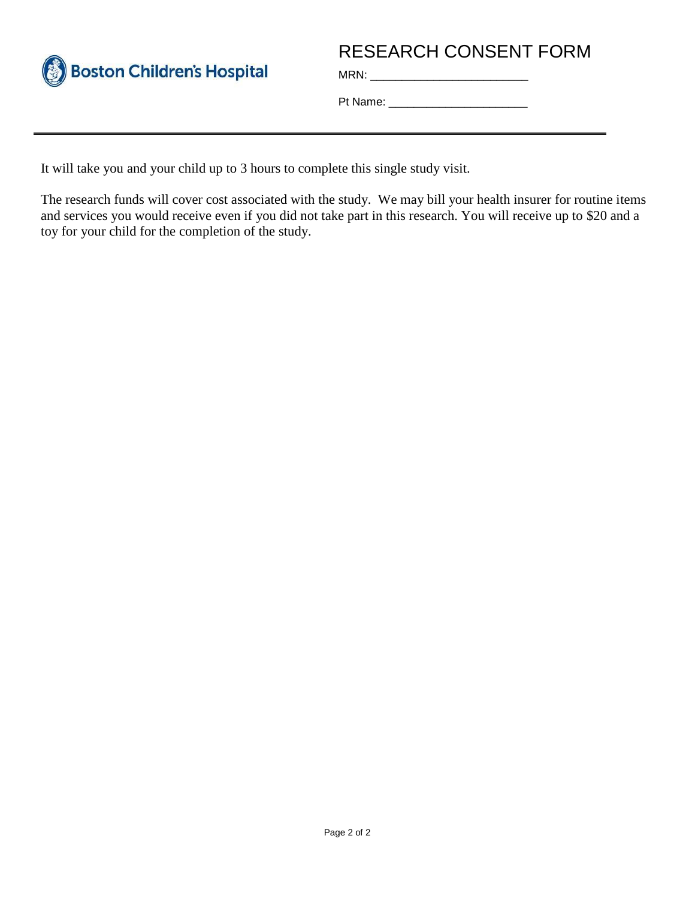It will take you and your child up to 3 hours to complete this single study visit.

The research funds will cover cost associated with the study. We may bill your health insurer for routine items and services you would receive even if you did not take part in this research. You will receive up to $20 and a toy for your child for the completion of the study.